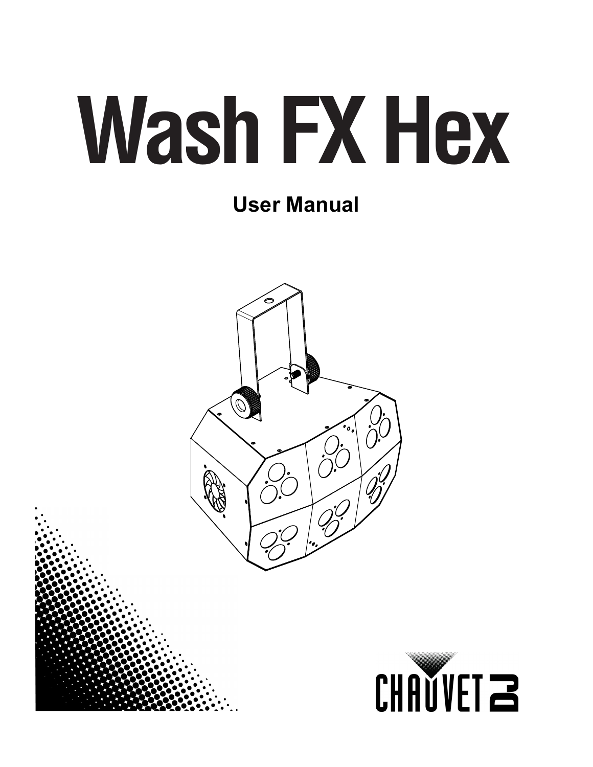# Wash FX Hex

**User Manual**

CHAUVET DJ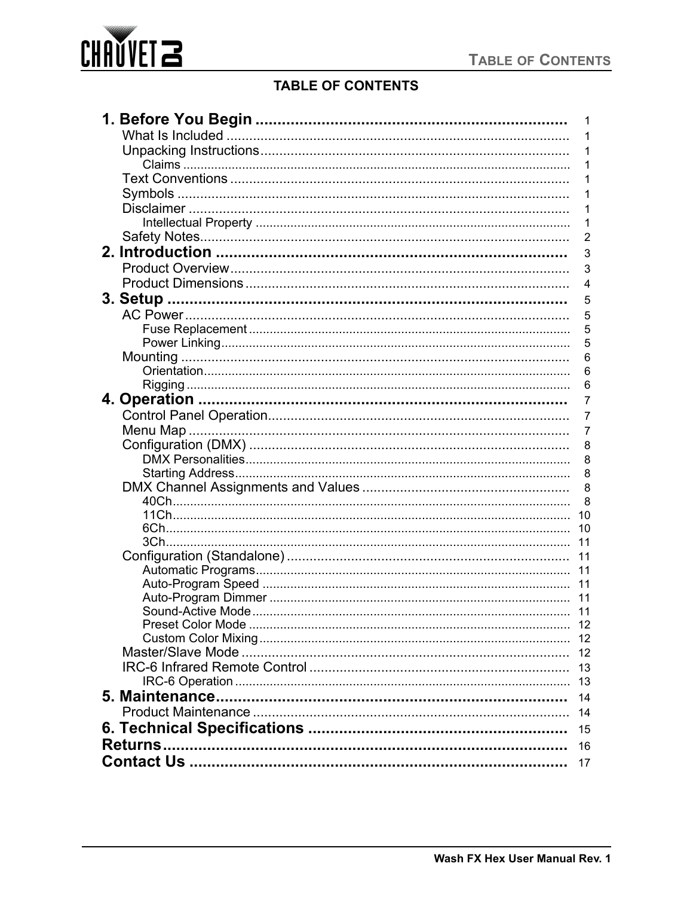# TABLE OF CONTENTS

- **1. Before You Begin** ........ 1
  - What Is Included ........ 1
  - Unpacking Instructions ........ 1
    - Claims ........ 1
  - Text Conventions ........ 1
  - Symbols ........ 1
  - Disclaimer ........ 1
    - Intellectual Property ........ 1
  - Safety Notes ........ 2
- **2. Introduction** ........ 3
  - Product Overview ........ 3
  - Product Dimensions ........ 4
- **3. Setup** ........ 5
  - AC Power ........ 5
    - Fuse Replacement ........ 5
    - Power Linking ........ 5
  - Mounting ........ 6
    - Orientation ........ 6
    - Rigging ........ 6
- **4. Operation** ........ 7
  - Control Panel Operation ........ 7
  - Menu Map ........ 7
  - Configuration (DMX) ........ 8
    - DMX Personalities ........ 8
    - Starting Address ........ 8
  - DMX Channel Assignments and Values ........ 8
    - 40Ch ........ 8
    - 11Ch ........ 10
    - 6Ch ........ 10
    - 3Ch ........ 11
  - Configuration (Standalone) ........ 11
    - Automatic Programs ........ 11
    - Auto-Program Speed ........ 11
    - Auto-Program Dimmer ........ 11
    - Sound-Active Mode ........ 11
    - Preset Color Mode ........ 12
    - Custom Color Mixing ........ 12
  - Master/Slave Mode ........ 12
  - IRC-6 Infrared Remote Control ........ 13
    - IRC-6 Operation ........ 13
- **5. Maintenance** ........ 14
  - Product Maintenance ........ 14
- **6. Technical Specifications** ........ 15
- **Returns** ........ 16
- **Contact Us** ........ 17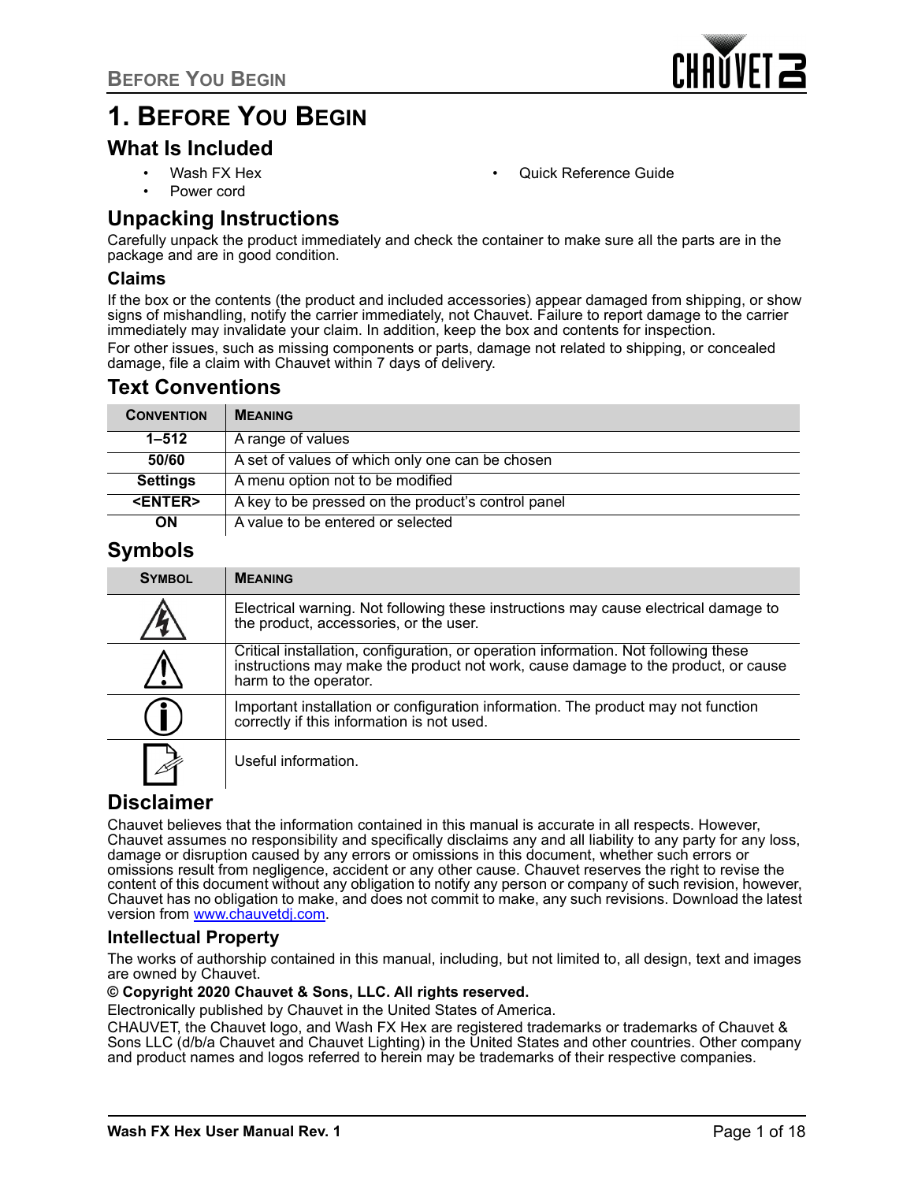# 1. Before You Begin

## What Is Included

- Wash FX Hex
- Power cord
- Quick Reference Guide

## Unpacking Instructions

Carefully unpack the product immediately and check the container to make sure all the parts are in the package and are in good condition.

### Claims

If the box or the contents (the product and included accessories) appear damaged from shipping, or show signs of mishandling, notify the carrier immediately, not Chauvet. Failure to report damage to the carrier immediately may invalidate your claim. In addition, keep the box and contents for inspection.

For other issues, such as missing components or parts, damage not related to shipping, or concealed damage, file a claim with Chauvet within 7 days of delivery.

## Text Conventions

| Convention | Meaning |
| --- | --- |
| **1–512** | A range of values |
| **50/60** | A set of values of which only one can be chosen |
| **Settings** | A menu option not to be modified |
| **<ENTER>** | A key to be pressed on the product's control panel |
| **ON** | A value to be entered or selected |

## Symbols

| Symbol | Meaning |
| --- | --- |
| | Electrical warning. Not following these instructions may cause electrical damage to the product, accessories, or the user. |
| | Critical installation, configuration, or operation information. Not following these instructions may make the product not work, cause damage to the product, or cause harm to the operator. |
| | Important installation or configuration information. The product may not function correctly if this information is not used. |
| | Useful information. |

## Disclaimer

Chauvet believes that the information contained in this manual is accurate in all respects. However, Chauvet assumes no responsibility and specifically disclaims any and all liability to any party for any loss, damage or disruption caused by any errors or omissions in this document, whether such errors or omissions result from negligence, accident or any other cause. Chauvet reserves the right to revise the content of this document without any obligation to notify any person or company of such revision, however, Chauvet has no obligation to make, and does not commit to make, any such revisions. Download the latest version from www.chauvetdj.com.

### Intellectual Property

The works of authorship contained in this manual, including, but not limited to, all design, text and images are owned by Chauvet.

**© Copyright 2020 Chauvet & Sons, LLC. All rights reserved.**

Electronically published by Chauvet in the United States of America.

CHAUVET, the Chauvet logo, and Wash FX Hex are registered trademarks or trademarks of Chauvet & Sons LLC (d/b/a Chauvet and Chauvet Lighting) in the United States and other countries. Other company and product names and logos referred to herein may be trademarks of their respective companies.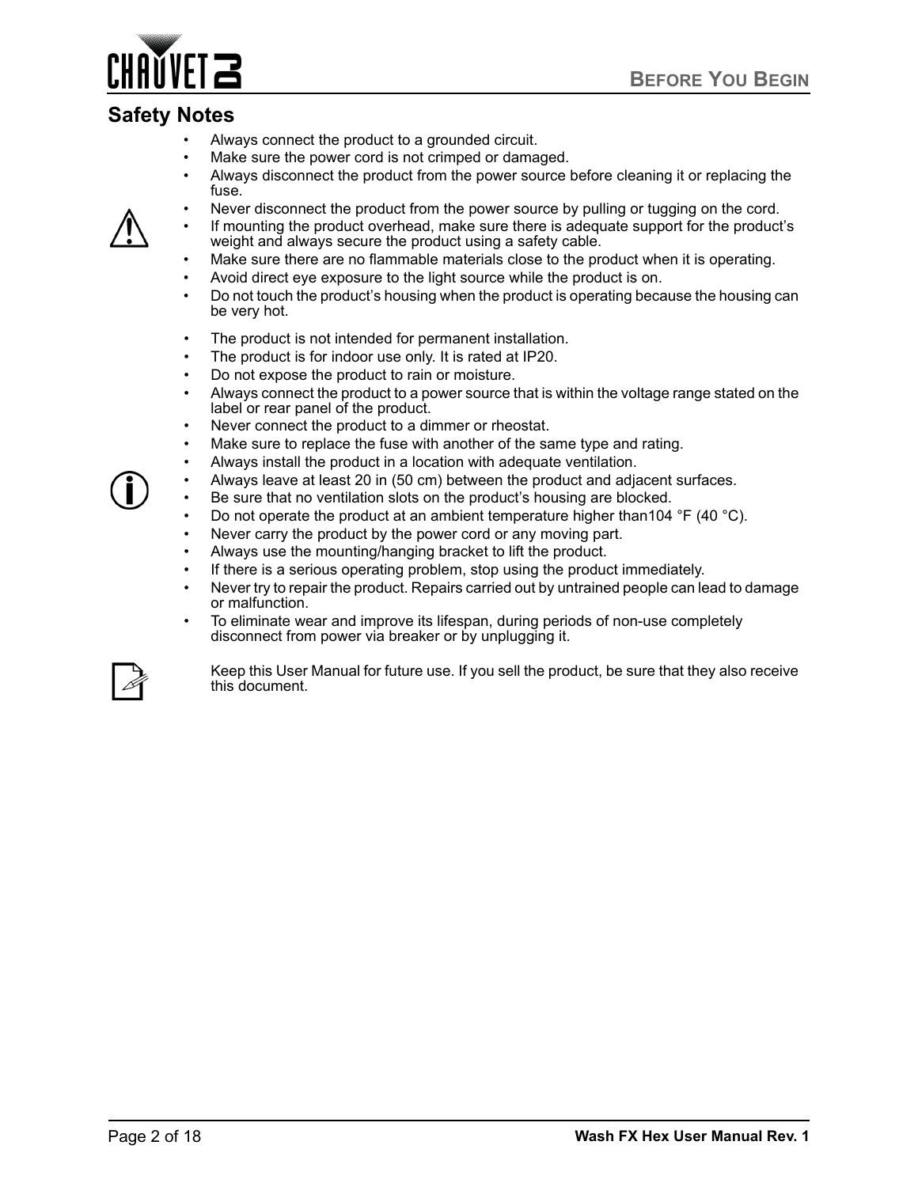## Safety Notes

- Always connect the product to a grounded circuit.
- Make sure the power cord is not crimped or damaged.
- Always disconnect the product from the power source before cleaning it or replacing the fuse.
- Never disconnect the product from the power source by pulling or tugging on the cord.
- If mounting the product overhead, make sure there is adequate support for the product's weight and always secure the product using a safety cable.
- Make sure there are no flammable materials close to the product when it is operating.
- Avoid direct eye exposure to the light source while the product is on.
- Do not touch the product's housing when the product is operating because the housing can be very hot.

- The product is not intended for permanent installation.
- The product is for indoor use only. It is rated at IP20.
- Do not expose the product to rain or moisture.
- Always connect the product to a power source that is within the voltage range stated on the label or rear panel of the product.
- Never connect the product to a dimmer or rheostat.
- Make sure to replace the fuse with another of the same type and rating.
- Always install the product in a location with adequate ventilation.
- Always leave at least 20 in (50 cm) between the product and adjacent surfaces.
- Be sure that no ventilation slots on the product's housing are blocked.
- Do not operate the product at an ambient temperature higher than104 °F (40 °C).
- Never carry the product by the power cord or any moving part.
- Always use the mounting/hanging bracket to lift the product.
- If there is a serious operating problem, stop using the product immediately.
- Never try to repair the product. Repairs carried out by untrained people can lead to damage or malfunction.
- To eliminate wear and improve its lifespan, during periods of non-use completely disconnect from power via breaker or by unplugging it.

Keep this User Manual for future use. If you sell the product, be sure that they also receive this document.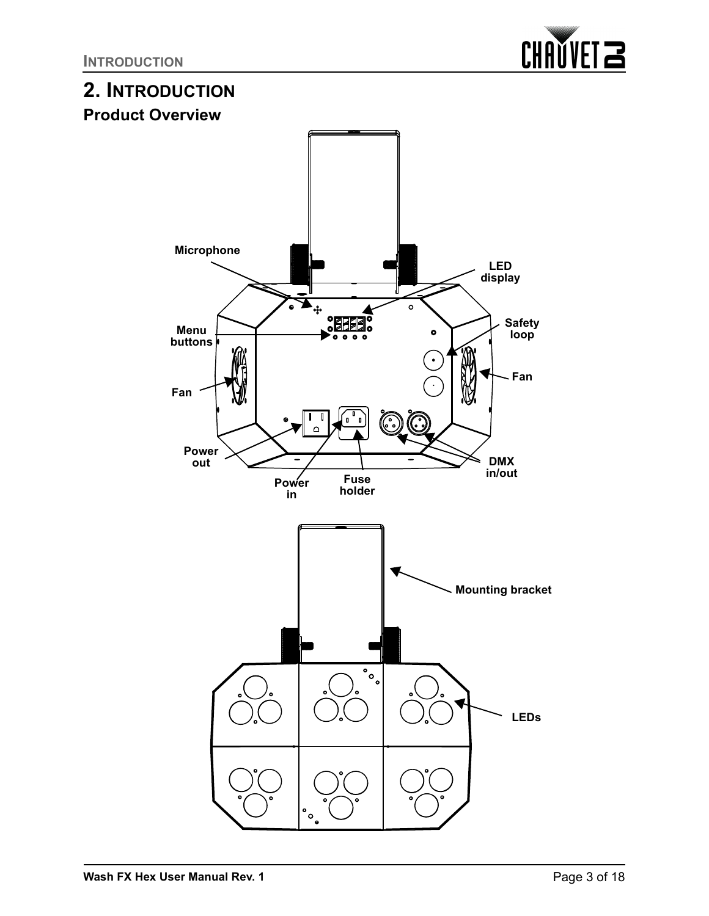# 2. Introduction

## Product Overview

Microphone

LED display

Menu buttons

Safety loop

Fan

Fan

Power out

Power in

Fuse holder

DMX in/out

Mounting bracket

LEDs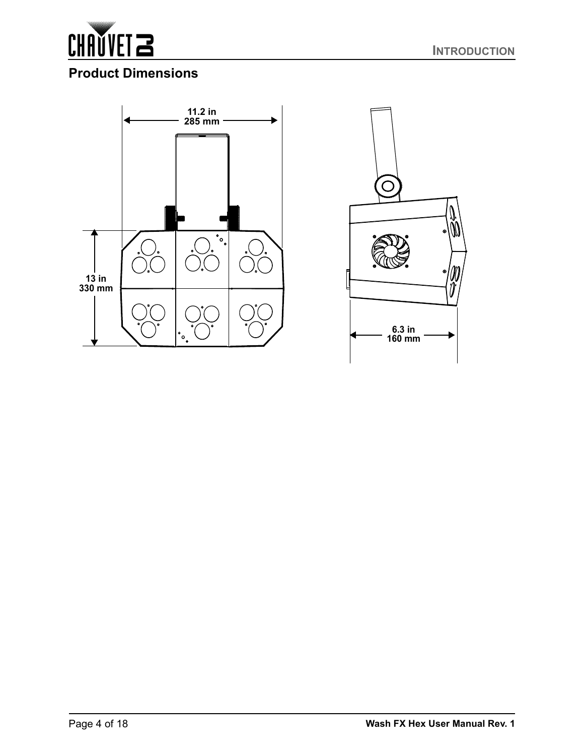## Product Dimensions

11.2 in
285 mm

13 in
330 mm

6.3 in
160 mm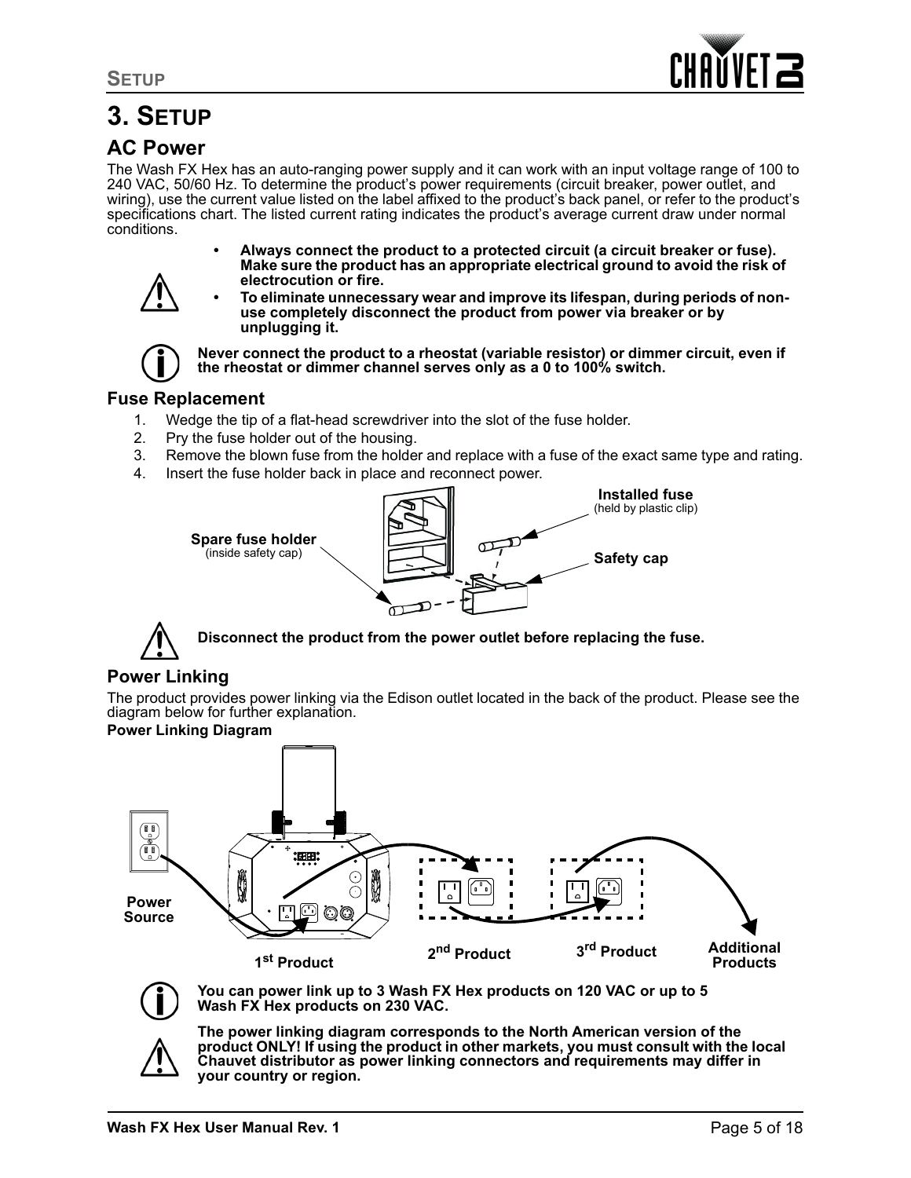# 3. Setup

## AC Power

The Wash FX Hex has an auto-ranging power supply and it can work with an input voltage range of 100 to 240 VAC, 50/60 Hz. To determine the product's power requirements (circuit breaker, power outlet, and wiring), use the current value listed on the label affixed to the product's back panel, or refer to the product's specifications chart. The listed current rating indicates the product's average current draw under normal conditions.

- **Always connect the product to a protected circuit (a circuit breaker or fuse). Make sure the product has an appropriate electrical ground to avoid the risk of electrocution or fire.**
- **To eliminate unnecessary wear and improve its lifespan, during periods of non-use completely disconnect the product from power via breaker or by unplugging it.**

**Never connect the product to a rheostat (variable resistor) or dimmer circuit, even if the rheostat or dimmer channel serves only as a 0 to 100% switch.**

### Fuse Replacement

1. Wedge the tip of a flat-head screwdriver into the slot of the fuse holder.
2. Pry the fuse holder out of the housing.
3. Remove the blown fuse from the holder and replace with a fuse of the exact same type and rating.
4. Insert the fuse holder back in place and reconnect power.

**Installed fuse** (held by plastic clip)

**Spare fuse holder** (inside safety cap)

**Safety cap**

**Disconnect the product from the power outlet before replacing the fuse.**

### Power Linking

The product provides power linking via the Edison outlet located in the back of the product. Please see the diagram below for further explanation.

**Power Linking Diagram**

**Power Source**

**1st Product**

**2nd Product**

**3rd Product**

**Additional Products**

**You can power link up to 3 Wash FX Hex products on 120 VAC or up to 5 Wash FX Hex products on 230 VAC.**

**The power linking diagram corresponds to the North American version of the product ONLY! If using the product in other markets, you must consult with the local Chauvet distributor as power linking connectors and requirements may differ in your country or region.**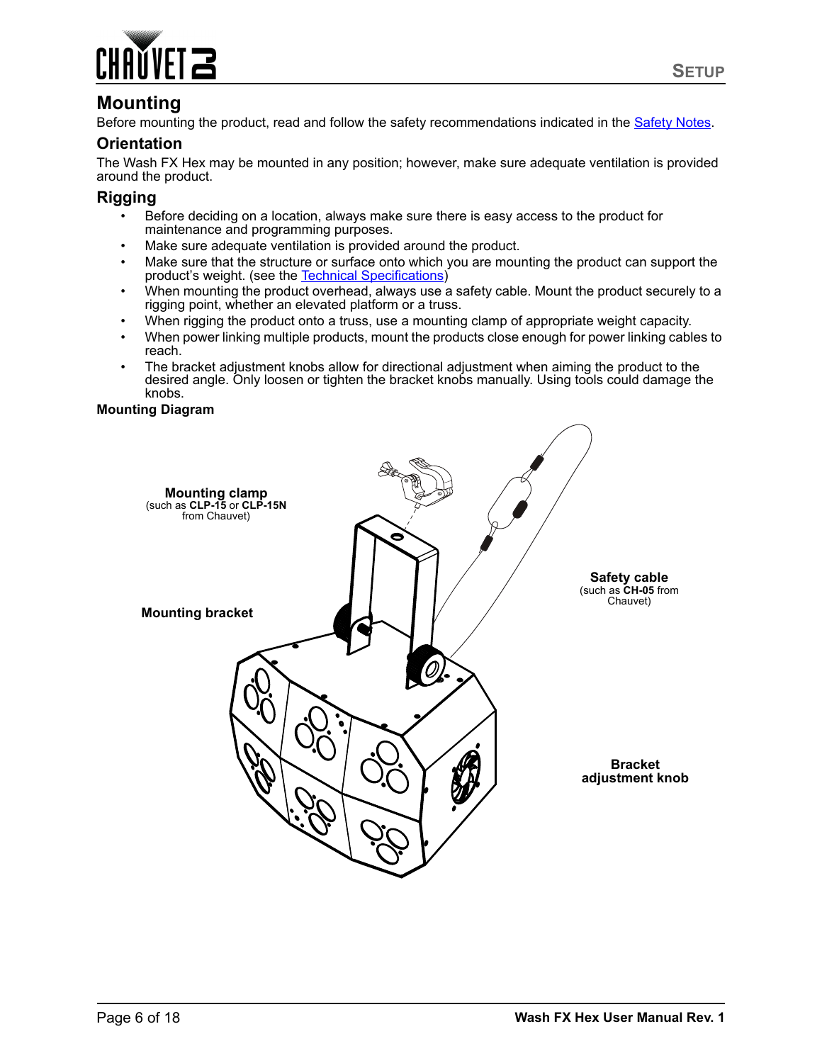## Mounting

Before mounting the product, read and follow the safety recommendations indicated in the Safety Notes.

### Orientation

The Wash FX Hex may be mounted in any position; however, make sure adequate ventilation is provided around the product.

### Rigging

- Before deciding on a location, always make sure there is easy access to the product for maintenance and programming purposes.
- Make sure adequate ventilation is provided around the product.
- Make sure that the structure or surface onto which you are mounting the product can support the product's weight. (see the Technical Specifications)
- When mounting the product overhead, always use a safety cable. Mount the product securely to a rigging point, whether an elevated platform or a truss.
- When rigging the product onto a truss, use a mounting clamp of appropriate weight capacity.
- When power linking multiple products, mount the products close enough for power linking cables to reach.
- The bracket adjustment knobs allow for directional adjustment when aiming the product to the desired angle. Only loosen or tighten the bracket knobs manually. Using tools could damage the knobs.

**Mounting Diagram**

**Mounting clamp**
(such as **CLP-15** or **CLP-15N** from Chauvet)

**Mounting bracket**

**Safety cable**
(such as **CH-05** from Chauvet)

**Bracket adjustment knob**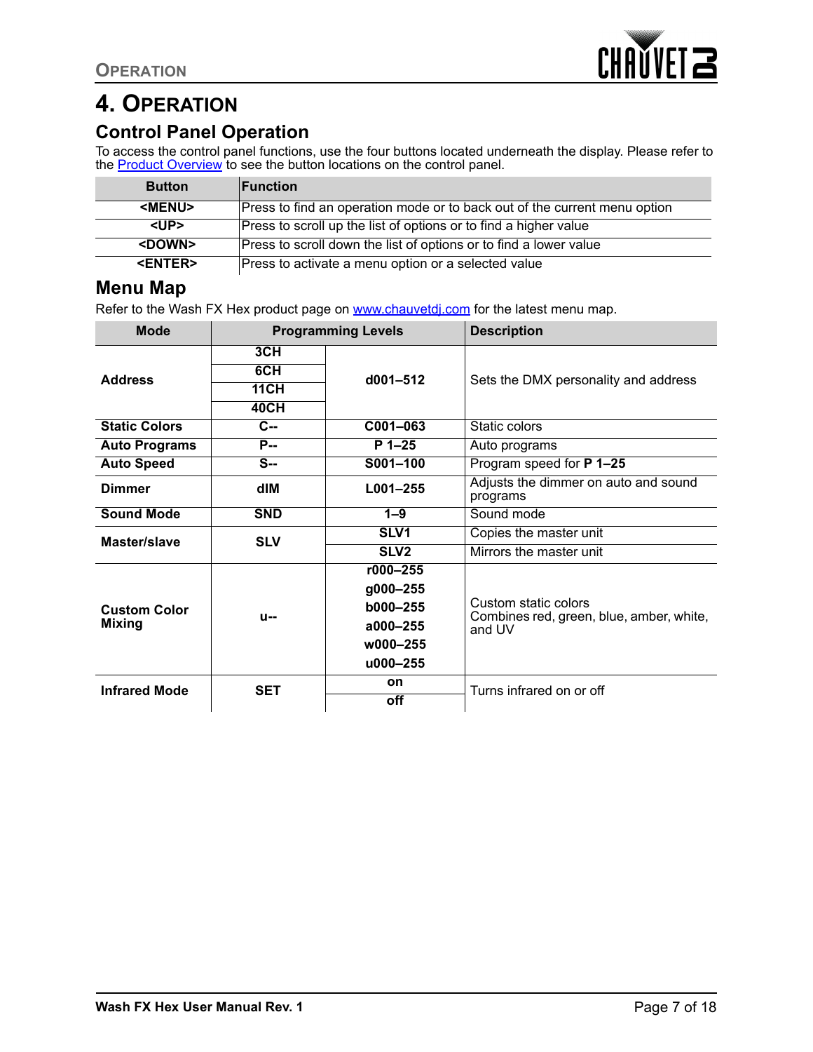# 4. Operation

## Control Panel Operation

To access the control panel functions, use the four buttons located underneath the display. Please refer to the Product Overview to see the button locations on the control panel.

| Button | Function |
|---|---|
| **<MENU>** | Press to find an operation mode or to back out of the current menu option |
| **<UP>** | Press to scroll up the list of options or to find a higher value |
| **<DOWN>** | Press to scroll down the list of options or to find a lower value |
| **<ENTER>** | Press to activate a menu option or a selected value |

## Menu Map

Refer to the Wash FX Hex product page on www.chauvetdj.com for the latest menu map.

| Mode | Programming Levels | | Description |
|---|---|---|---|
| **Address** | **3CH** | **d001–512** | Sets the DMX personality and address |
| | **6CH** | | |
| | **11CH** | | |
| | **40CH** | | |
| **Static Colors** | **C--** | **C001–063** | Static colors |
| **Auto Programs** | **P--** | **P 1–25** | Auto programs |
| **Auto Speed** | **S--** | **S001–100** | Program speed for **P 1–25** |
| **Dimmer** | **dIM** | **L001–255** | Adjusts the dimmer on auto and sound programs |
| **Sound Mode** | **SND** | **1–9** | Sound mode |
| **Master/slave** | **SLV** | **SLV1** | Copies the master unit |
| | | **SLV2** | Mirrors the master unit |
| **Custom Color Mixing** | **u--** | **r000–255** | Custom static colors<br>Combines red, green, blue, amber, white, and UV |
| | | **g000–255** | |
| | | **b000–255** | |
| | | **a000–255** | |
| | | **w000–255** | |
| | | **u000–255** | |
| **Infrared Mode** | **SET** | **on** | Turns infrared on or off |
| | | **off** | |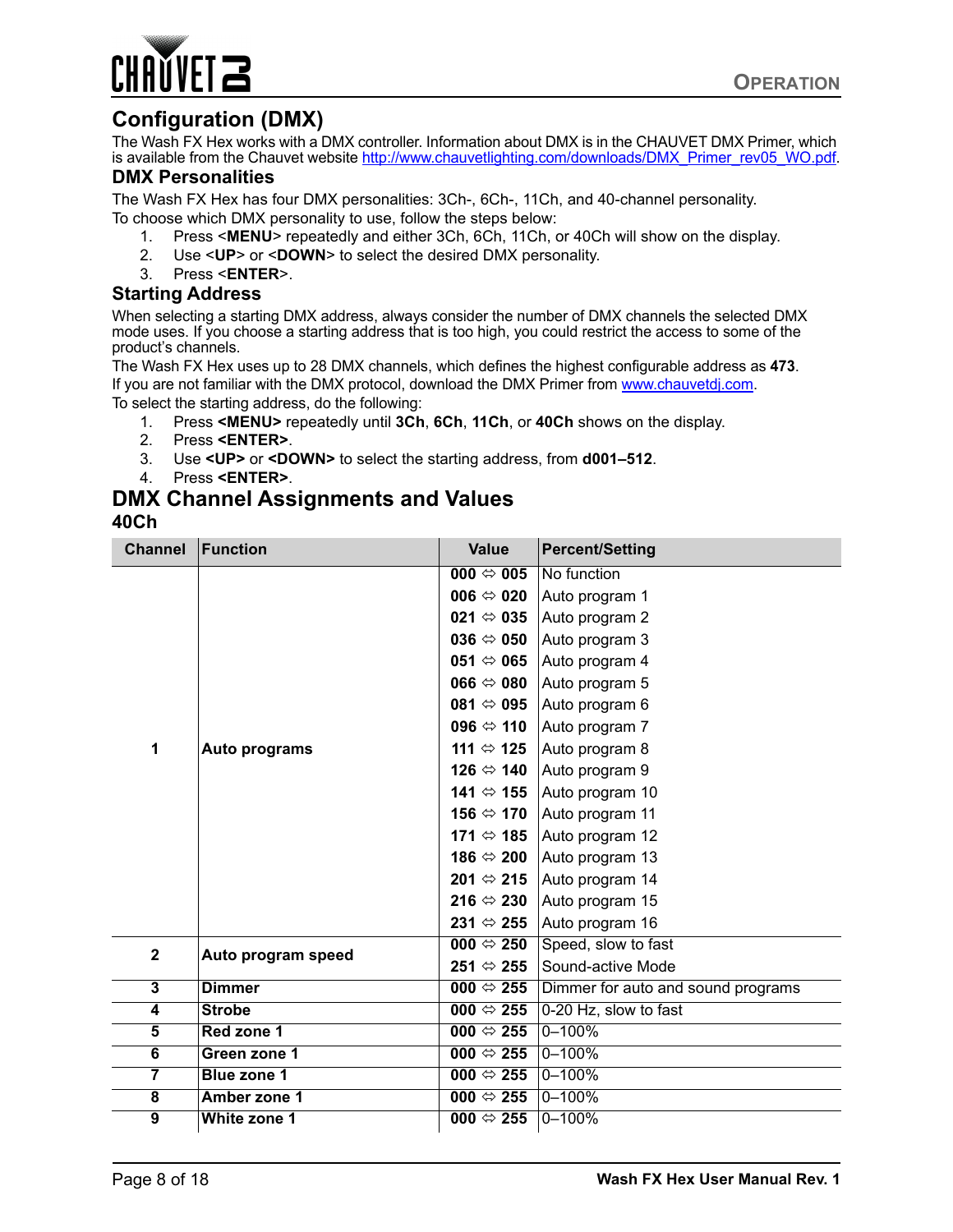## Configuration (DMX)

The Wash FX Hex works with a DMX controller. Information about DMX is in the CHAUVET DMX Primer, which is available from the Chauvet website http://www.chauvetlighting.com/downloads/DMX_Primer_rev05_WO.pdf.

### DMX Personalities

The Wash FX Hex has four DMX personalities: 3Ch-, 6Ch-, 11Ch, and 40-channel personality.

To choose which DMX personality to use, follow the steps below:

1. Press <**MENU**> repeatedly and either 3Ch, 6Ch, 11Ch, or 40Ch will show on the display.
2. Use <**UP**> or <**DOWN**> to select the desired DMX personality.
3. Press <**ENTER**>.

### Starting Address

When selecting a starting DMX address, always consider the number of DMX channels the selected DMX mode uses. If you choose a starting address that is too high, you could restrict the access to some of the product's channels.

The Wash FX Hex uses up to 28 DMX channels, which defines the highest configurable address as **473**.

If you are not familiar with the DMX protocol, download the DMX Primer from www.chauvetdj.com.

To select the starting address, do the following:

1. Press **<MENU>** repeatedly until **3Ch**, **6Ch**, **11Ch**, or **40Ch** shows on the display.
2. Press **<ENTER>**.
3. Use **<UP>** or **<DOWN>** to select the starting address, from **d001–512**.
4. Press **<ENTER>**.

## DMX Channel Assignments and Values

### 40Ch

| Channel | Function | Value | Percent/Setting |
|---|---|---|---|
| 1 | Auto programs | 000 ⇔ 005 | No function |
| | | 006 ⇔ 020 | Auto program 1 |
| | | 021 ⇔ 035 | Auto program 2 |
| | | 036 ⇔ 050 | Auto program 3 |
| | | 051 ⇔ 065 | Auto program 4 |
| | | 066 ⇔ 080 | Auto program 5 |
| | | 081 ⇔ 095 | Auto program 6 |
| | | 096 ⇔ 110 | Auto program 7 |
| | | 111 ⇔ 125 | Auto program 8 |
| | | 126 ⇔ 140 | Auto program 9 |
| | | 141 ⇔ 155 | Auto program 10 |
| | | 156 ⇔ 170 | Auto program 11 |
| | | 171 ⇔ 185 | Auto program 12 |
| | | 186 ⇔ 200 | Auto program 13 |
| | | 201 ⇔ 215 | Auto program 14 |
| | | 216 ⇔ 230 | Auto program 15 |
| | | 231 ⇔ 255 | Auto program 16 |
| 2 | Auto program speed | 000 ⇔ 250 | Speed, slow to fast |
| | | 251 ⇔ 255 | Sound-active Mode |
| 3 | Dimmer | 000 ⇔ 255 | Dimmer for auto and sound programs |
| 4 | Strobe | 000 ⇔ 255 | 0-20 Hz, slow to fast |
| 5 | Red zone 1 | 000 ⇔ 255 | 0–100% |
| 6 | Green zone 1 | 000 ⇔ 255 | 0–100% |
| 7 | Blue zone 1 | 000 ⇔ 255 | 0–100% |
| 8 | Amber zone 1 | 000 ⇔ 255 | 0–100% |
| 9 | White zone 1 | 000 ⇔ 255 | 0–100% |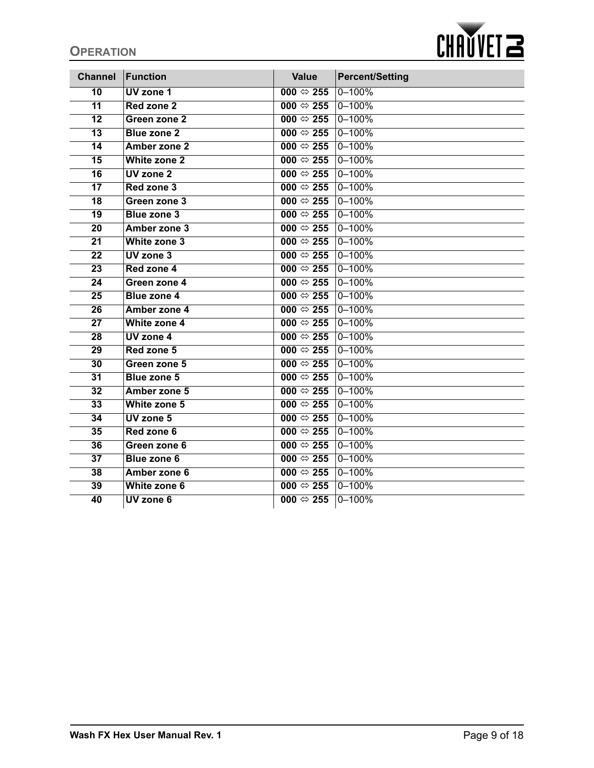| Channel | Function | Value | Percent/Setting |
|---|---|---|---|
| 10 | UV zone 1 | 000 ⇔ 255 | 0–100% |
| 11 | Red zone 2 | 000 ⇔ 255 | 0–100% |
| 12 | Green zone 2 | 000 ⇔ 255 | 0–100% |
| 13 | Blue zone 2 | 000 ⇔ 255 | 0–100% |
| 14 | Amber zone 2 | 000 ⇔ 255 | 0–100% |
| 15 | White zone 2 | 000 ⇔ 255 | 0–100% |
| 16 | UV zone 2 | 000 ⇔ 255 | 0–100% |
| 17 | Red zone 3 | 000 ⇔ 255 | 0–100% |
| 18 | Green zone 3 | 000 ⇔ 255 | 0–100% |
| 19 | Blue zone 3 | 000 ⇔ 255 | 0–100% |
| 20 | Amber zone 3 | 000 ⇔ 255 | 0–100% |
| 21 | White zone 3 | 000 ⇔ 255 | 0–100% |
| 22 | UV zone 3 | 000 ⇔ 255 | 0–100% |
| 23 | Red zone 4 | 000 ⇔ 255 | 0–100% |
| 24 | Green zone 4 | 000 ⇔ 255 | 0–100% |
| 25 | Blue zone 4 | 000 ⇔ 255 | 0–100% |
| 26 | Amber zone 4 | 000 ⇔ 255 | 0–100% |
| 27 | White zone 4 | 000 ⇔ 255 | 0–100% |
| 28 | UV zone 4 | 000 ⇔ 255 | 0–100% |
| 29 | Red zone 5 | 000 ⇔ 255 | 0–100% |
| 30 | Green zone 5 | 000 ⇔ 255 | 0–100% |
| 31 | Blue zone 5 | 000 ⇔ 255 | 0–100% |
| 32 | Amber zone 5 | 000 ⇔ 255 | 0–100% |
| 33 | White zone 5 | 000 ⇔ 255 | 0–100% |
| 34 | UV zone 5 | 000 ⇔ 255 | 0–100% |
| 35 | Red zone 6 | 000 ⇔ 255 | 0–100% |
| 36 | Green zone 6 | 000 ⇔ 255 | 0–100% |
| 37 | Blue zone 6 | 000 ⇔ 255 | 0–100% |
| 38 | Amber zone 6 | 000 ⇔ 255 | 0–100% |
| 39 | White zone 6 | 000 ⇔ 255 | 0–100% |
| 40 | UV zone 6 | 000 ⇔ 255 | 0–100% |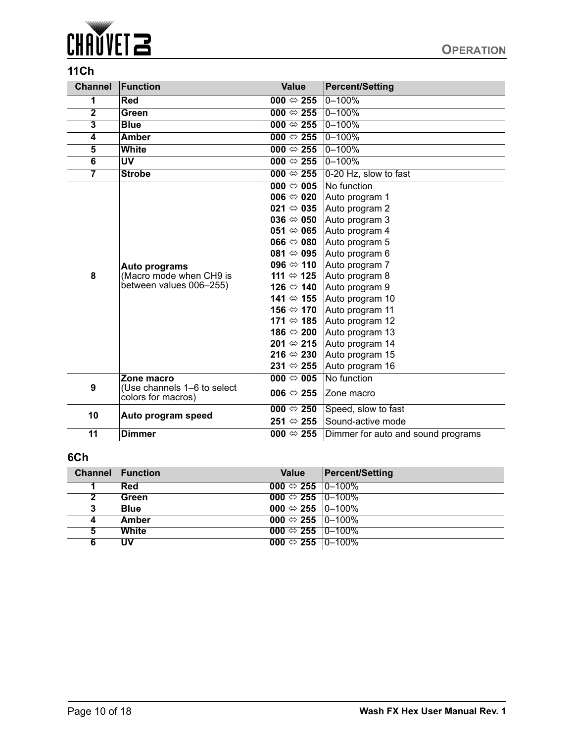## 11Ch

| Channel | Function | Value | Percent/Setting |
|---|---|---|---|
| 1 | **Red** | **000 ⇔ 255** | 0–100% |
| 2 | **Green** | **000 ⇔ 255** | 0–100% |
| 3 | **Blue** | **000 ⇔ 255** | 0–100% |
| 4 | **Amber** | **000 ⇔ 255** | 0–100% |
| 5 | **White** | **000 ⇔ 255** | 0–100% |
| 6 | **UV** | **000 ⇔ 255** | 0–100% |
| 7 | **Strobe** | **000 ⇔ 255** | 0-20 Hz, slow to fast |
| 8 | **Auto programs** (Macro mode when CH9 is between values 006–255) | **000 ⇔ 005** | No function |
| | | **006 ⇔ 020** | Auto program 1 |
| | | **021 ⇔ 035** | Auto program 2 |
| | | **036 ⇔ 050** | Auto program 3 |
| | | **051 ⇔ 065** | Auto program 4 |
| | | **066 ⇔ 080** | Auto program 5 |
| | | **081 ⇔ 095** | Auto program 6 |
| | | **096 ⇔ 110** | Auto program 7 |
| | | **111 ⇔ 125** | Auto program 8 |
| | | **126 ⇔ 140** | Auto program 9 |
| | | **141 ⇔ 155** | Auto program 10 |
| | | **156 ⇔ 170** | Auto program 11 |
| | | **171 ⇔ 185** | Auto program 12 |
| | | **186 ⇔ 200** | Auto program 13 |
| | | **201 ⇔ 215** | Auto program 14 |
| | | **216 ⇔ 230** | Auto program 15 |
| | | **231 ⇔ 255** | Auto program 16 |
| 9 | **Zone macro** (Use channels 1–6 to select colors for macros) | **000 ⇔ 005** | No function |
| | | **006 ⇔ 255** | Zone macro |
| 10 | **Auto program speed** | **000 ⇔ 250** | Speed, slow to fast |
| | | **251 ⇔ 255** | Sound-active mode |
| 11 | **Dimmer** | **000 ⇔ 255** | Dimmer for auto and sound programs |

## 6Ch

| Channel | Function | Value | Percent/Setting |
|---|---|---|---|
| 1 | **Red** | **000 ⇔ 255** | 0–100% |
| 2 | **Green** | **000 ⇔ 255** | 0–100% |
| 3 | **Blue** | **000 ⇔ 255** | 0–100% |
| 4 | **Amber** | **000 ⇔ 255** | 0–100% |
| 5 | **White** | **000 ⇔ 255** | 0–100% |
| 6 | **UV** | **000 ⇔ 255** | 0–100% |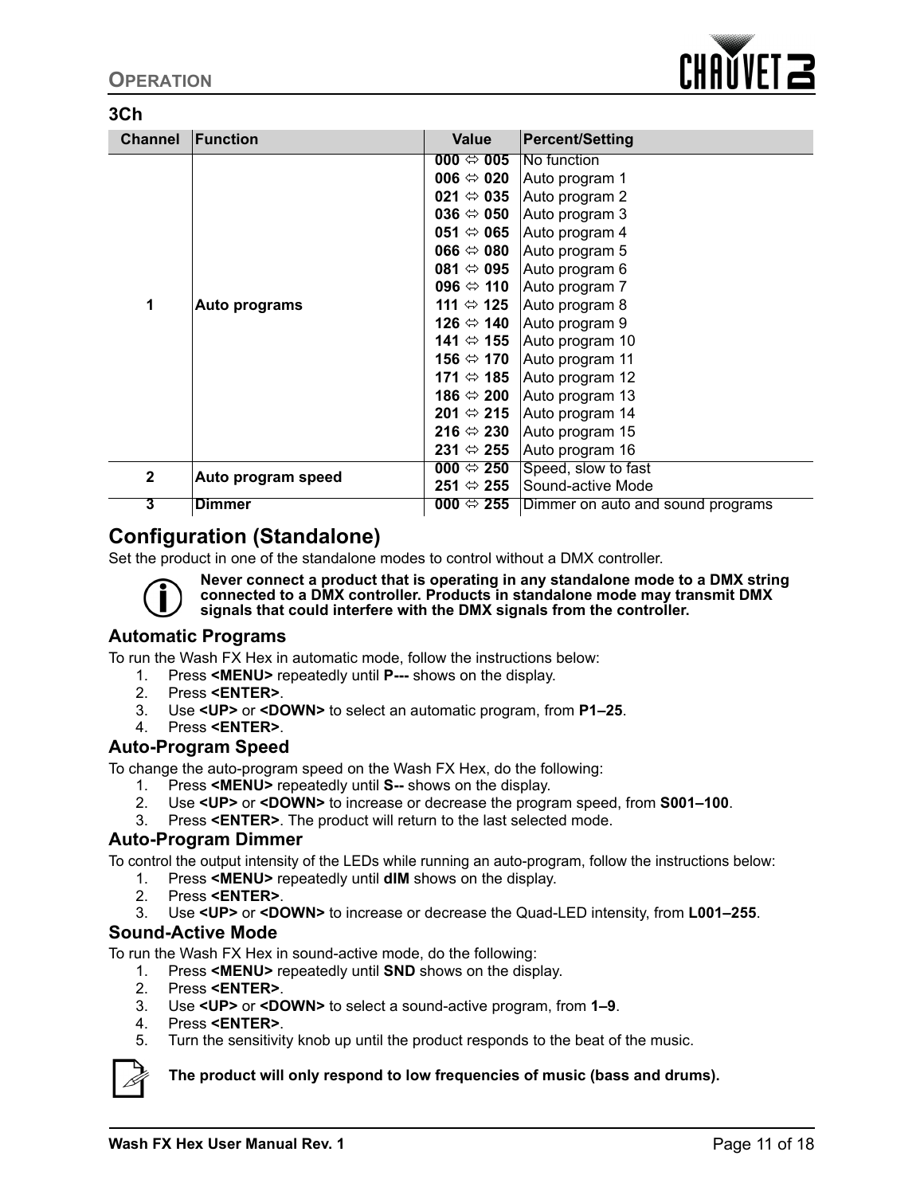## 3Ch

| Channel | Function | Value | Percent/Setting |
|---|---|---|---|
| 1 | Auto programs | **000 ⇔ 005** | No function |
| | | **006 ⇔ 020** | Auto program 1 |
| | | **021 ⇔ 035** | Auto program 2 |
| | | **036 ⇔ 050** | Auto program 3 |
| | | **051 ⇔ 065** | Auto program 4 |
| | | **066 ⇔ 080** | Auto program 5 |
| | | **081 ⇔ 095** | Auto program 6 |
| | | **096 ⇔ 110** | Auto program 7 |
| | | **111 ⇔ 125** | Auto program 8 |
| | | **126 ⇔ 140** | Auto program 9 |
| | | **141 ⇔ 155** | Auto program 10 |
| | | **156 ⇔ 170** | Auto program 11 |
| | | **171 ⇔ 185** | Auto program 12 |
| | | **186 ⇔ 200** | Auto program 13 |
| | | **201 ⇔ 215** | Auto program 14 |
| | | **216 ⇔ 230** | Auto program 15 |
| | | **231 ⇔ 255** | Auto program 16 |
| 2 | Auto program speed | **000 ⇔ 250** | Speed, slow to fast |
| | | **251 ⇔ 255** | Sound-active Mode |
| 3 | Dimmer | **000 ⇔ 255** | Dimmer on auto and sound programs |

## Configuration (Standalone)

Set the product in one of the standalone modes to control without a DMX controller.

**Never connect a product that is operating in any standalone mode to a DMX string connected to a DMX controller. Products in standalone mode may transmit DMX signals that could interfere with the DMX signals from the controller.**

### Automatic Programs

To run the Wash FX Hex in automatic mode, follow the instructions below:

1. Press **<MENU>** repeatedly until **P---** shows on the display.
2. Press **<ENTER>**.
3. Use **<UP>** or **<DOWN>** to select an automatic program, from **P1–25**.
4. Press **<ENTER>**.

### Auto-Program Speed

To change the auto-program speed on the Wash FX Hex, do the following:

1. Press **<MENU>** repeatedly until **S--** shows on the display.
2. Use **<UP>** or **<DOWN>** to increase or decrease the program speed, from **S001–100**.
3. Press **<ENTER>**. The product will return to the last selected mode.

### Auto-Program Dimmer

To control the output intensity of the LEDs while running an auto-program, follow the instructions below:

1. Press **<MENU>** repeatedly until **dIM** shows on the display.
2. Press **<ENTER>**.
3. Use **<UP>** or **<DOWN>** to increase or decrease the Quad-LED intensity, from **L001–255**.

### Sound-Active Mode

To run the Wash FX Hex in sound-active mode, do the following:

1. Press **<MENU>** repeatedly until **SND** shows on the display.
2. Press **<ENTER>**.
3. Use **<UP>** or **<DOWN>** to select a sound-active program, from **1–9**.
4. Press **<ENTER>**.
5. Turn the sensitivity knob up until the product responds to the beat of the music.

**The product will only respond to low frequencies of music (bass and drums).**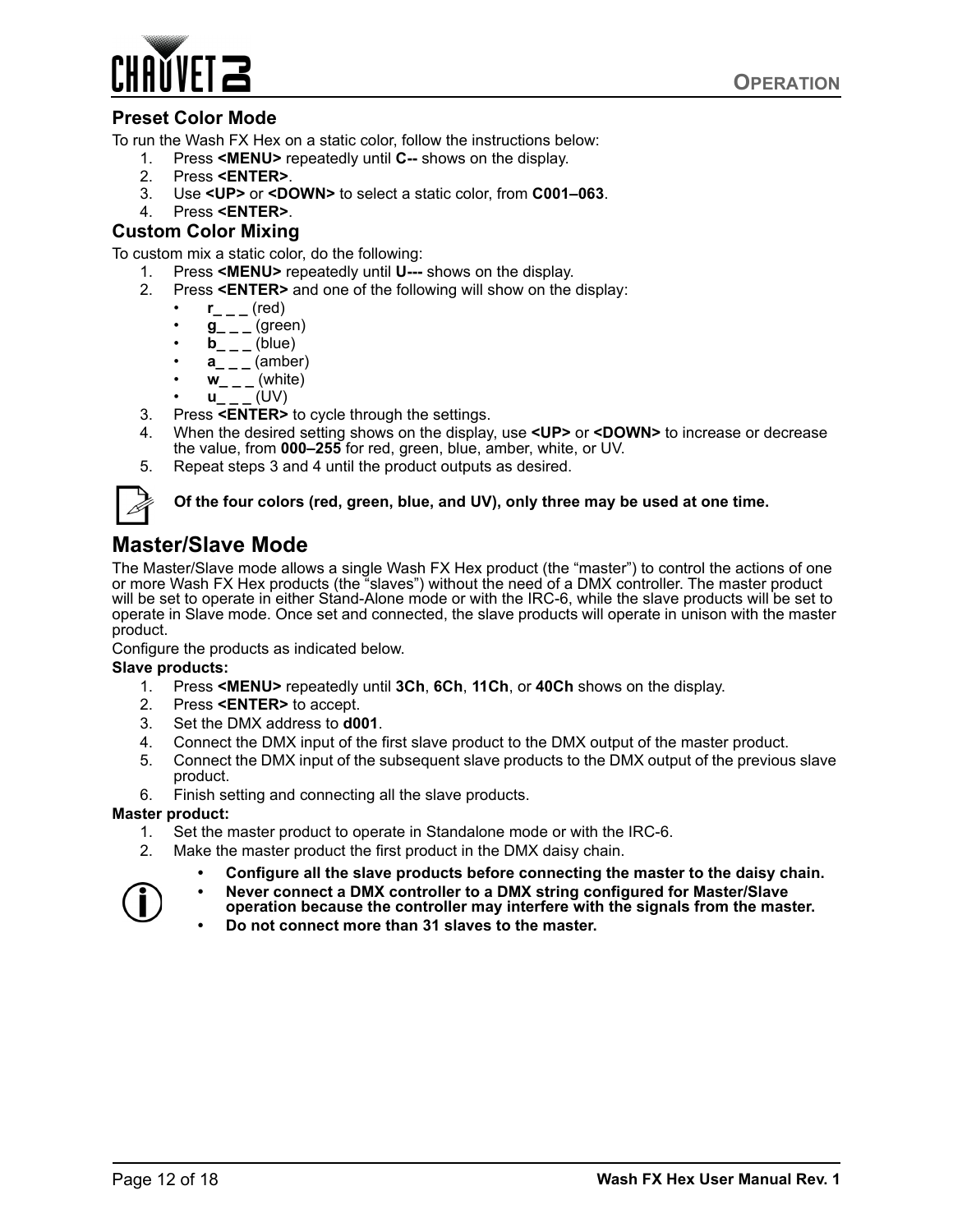### Preset Color Mode

To run the Wash FX Hex on a static color, follow the instructions below:

1. Press **<MENU>** repeatedly until **C--** shows on the display.
2. Press **<ENTER>**.
3. Use **<UP>** or **<DOWN>** to select a static color, from **C001–063**.
4. Press **<ENTER>**.

### Custom Color Mixing

To custom mix a static color, do the following:

1. Press **<MENU>** repeatedly until **U---** shows on the display.
2. Press **<ENTER>** and one of the following will show on the display:
   - **r_ _ _** (red)
   - **g_ _ _** (green)
   - **b_ _ _** (blue)
   - **a_ _ _** (amber)
   - **w_ _ _** (white)
   - **u_ _ _** (UV)
3. Press **<ENTER>** to cycle through the settings.
4. When the desired setting shows on the display, use **<UP>** or **<DOWN>** to increase or decrease the value, from **000–255** for red, green, blue, amber, white, or UV.
5. Repeat steps 3 and 4 until the product outputs as desired.

**Of the four colors (red, green, blue, and UV), only three may be used at one time.**

## Master/Slave Mode

The Master/Slave mode allows a single Wash FX Hex product (the "master") to control the actions of one or more Wash FX Hex products (the "slaves") without the need of a DMX controller. The master product will be set to operate in either Stand-Alone mode or with the IRC-6, while the slave products will be set to operate in Slave mode. Once set and connected, the slave products will operate in unison with the master product.

Configure the products as indicated below.

**Slave products:**

1. Press **<MENU>** repeatedly until **3Ch**, **6Ch**, **11Ch**, or **40Ch** shows on the display.
2. Press **<ENTER>** to accept.
3. Set the DMX address to **d001**.
4. Connect the DMX input of the first slave product to the DMX output of the master product.
5. Connect the DMX input of the subsequent slave products to the DMX output of the previous slave product.
6. Finish setting and connecting all the slave products.

**Master product:**

1. Set the master product to operate in Standalone mode or with the IRC-6.
2. Make the master product the first product in the DMX daisy chain.

- **Configure all the slave products before connecting the master to the daisy chain.**
- **Never connect a DMX controller to a DMX string configured for Master/Slave operation because the controller may interfere with the signals from the master.**
- **Do not connect more than 31 slaves to the master.**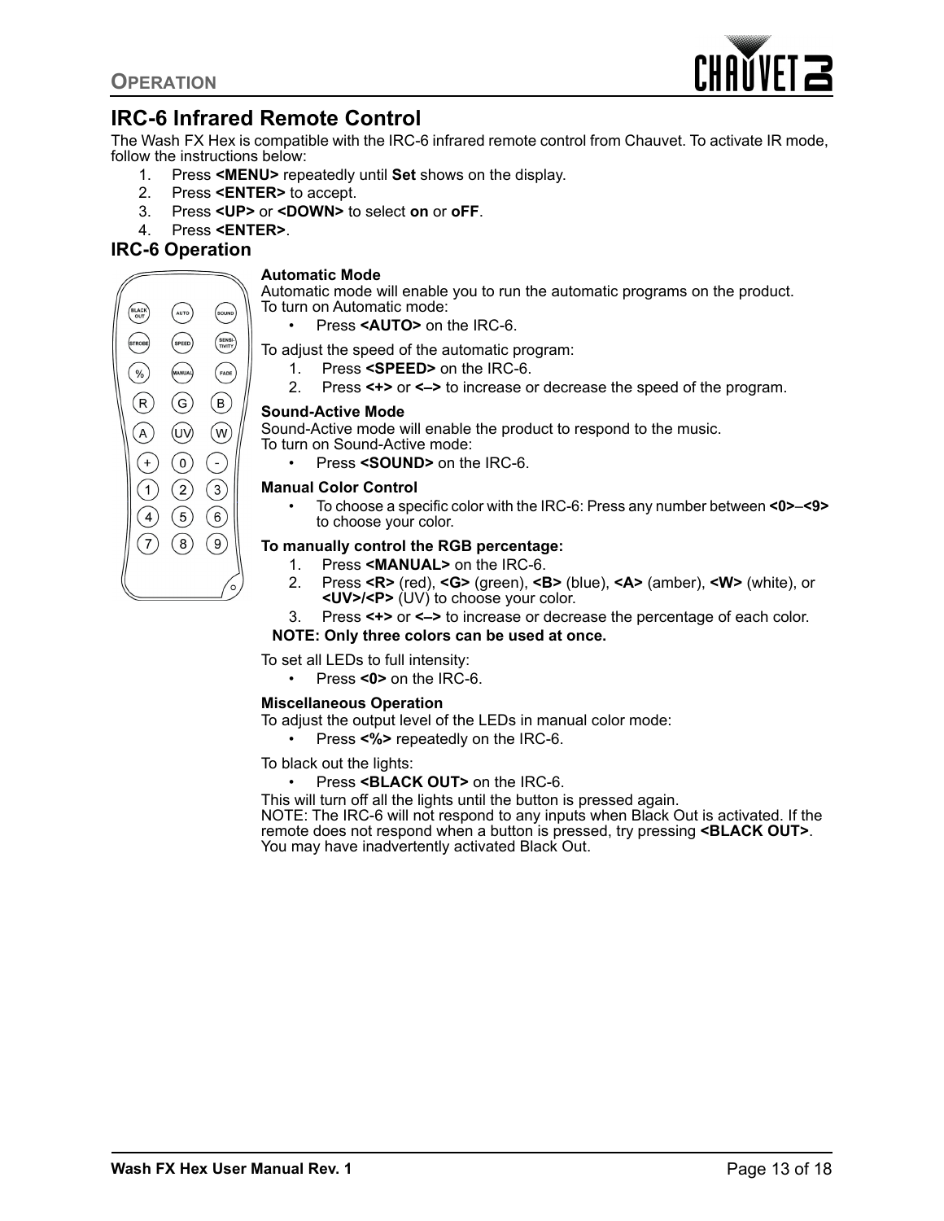## IRC-6 Infrared Remote Control

The Wash FX Hex is compatible with the IRC-6 infrared remote control from Chauvet. To activate IR mode, follow the instructions below:

1. Press **<MENU>** repeatedly until **Set** shows on the display.
2. Press **<ENTER>** to accept.
3. Press **<UP>** or **<DOWN>** to select **on** or **oFF**.
4. Press **<ENTER>**.

### IRC-6 Operation

**Automatic Mode**

Automatic mode will enable you to run the automatic programs on the product.
To turn on Automatic mode:

- Press **<AUTO>** on the IRC-6.

To adjust the speed of the automatic program:

1. Press **<SPEED>** on the IRC-6.
2. Press **<+>** or **<–>** to increase or decrease the speed of the program.

**Sound-Active Mode**

Sound-Active mode will enable the product to respond to the music.
To turn on Sound-Active mode:

- Press **<SOUND>** on the IRC-6.

**Manual Color Control**

- To choose a specific color with the IRC-6: Press any number between **<0>**–**<9>** to choose your color.

**To manually control the RGB percentage:**

1. Press **<MANUAL>** on the IRC-6.
2. Press **<R>** (red), **<G>** (green), **<B>** (blue), **<A>** (amber), **<W>** (white), or **<UV>/<P>** (UV) to choose your color.
3. Press **<+>** or **<–>** to increase or decrease the percentage of each color.

**NOTE: Only three colors can be used at once.**

To set all LEDs to full intensity:

- Press **<0>** on the IRC-6.

**Miscellaneous Operation**

To adjust the output level of the LEDs in manual color mode:

- Press **<%>** repeatedly on the IRC-6.

To black out the lights:

- Press **<BLACK OUT>** on the IRC-6.

This will turn off all the lights until the button is pressed again.
NOTE: The IRC-6 will not respond to any inputs when Black Out is activated. If the remote does not respond when a button is pressed, try pressing **<BLACK OUT>**. You may have inadvertently activated Black Out.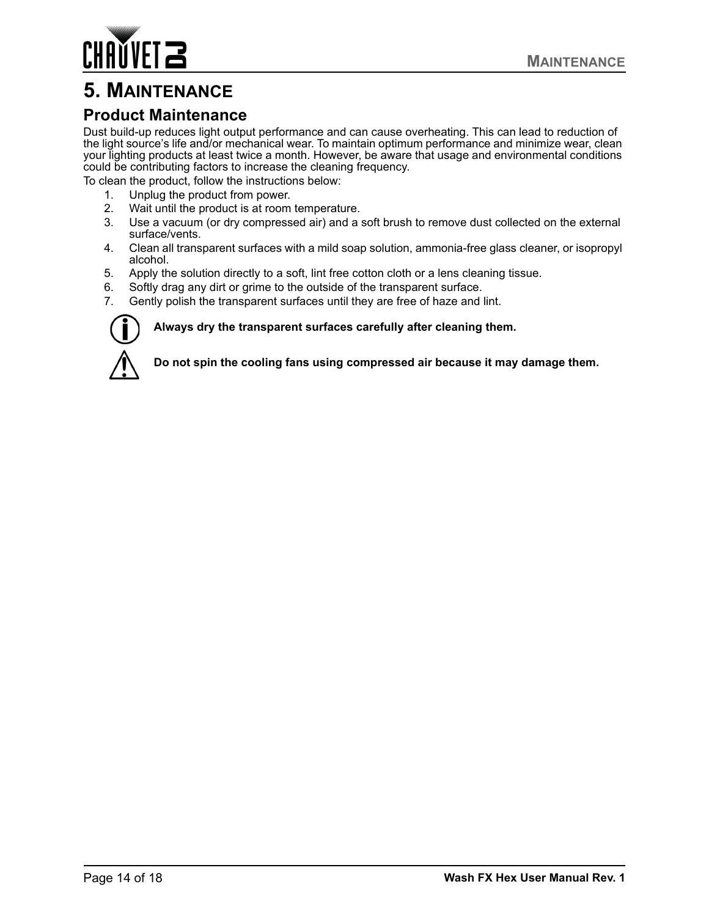# 5. Maintenance

## Product Maintenance

Dust build-up reduces light output performance and can cause overheating. This can lead to reduction of the light source's life and/or mechanical wear. To maintain optimum performance and minimize wear, clean your lighting products at least twice a month. However, be aware that usage and environmental conditions could be contributing factors to increase the cleaning frequency.

To clean the product, follow the instructions below:

1. Unplug the product from power.
2. Wait until the product is at room temperature.
3. Use a vacuum (or dry compressed air) and a soft brush to remove dust collected on the external surface/vents.
4. Clean all transparent surfaces with a mild soap solution, ammonia-free glass cleaner, or isopropyl alcohol.
5. Apply the solution directly to a soft, lint free cotton cloth or a lens cleaning tissue.
6. Softly drag any dirt or grime to the outside of the transparent surface.
7. Gently polish the transparent surfaces until they are free of haze and lint.

**Always dry the transparent surfaces carefully after cleaning them.**

**Do not spin the cooling fans using compressed air because it may damage them.**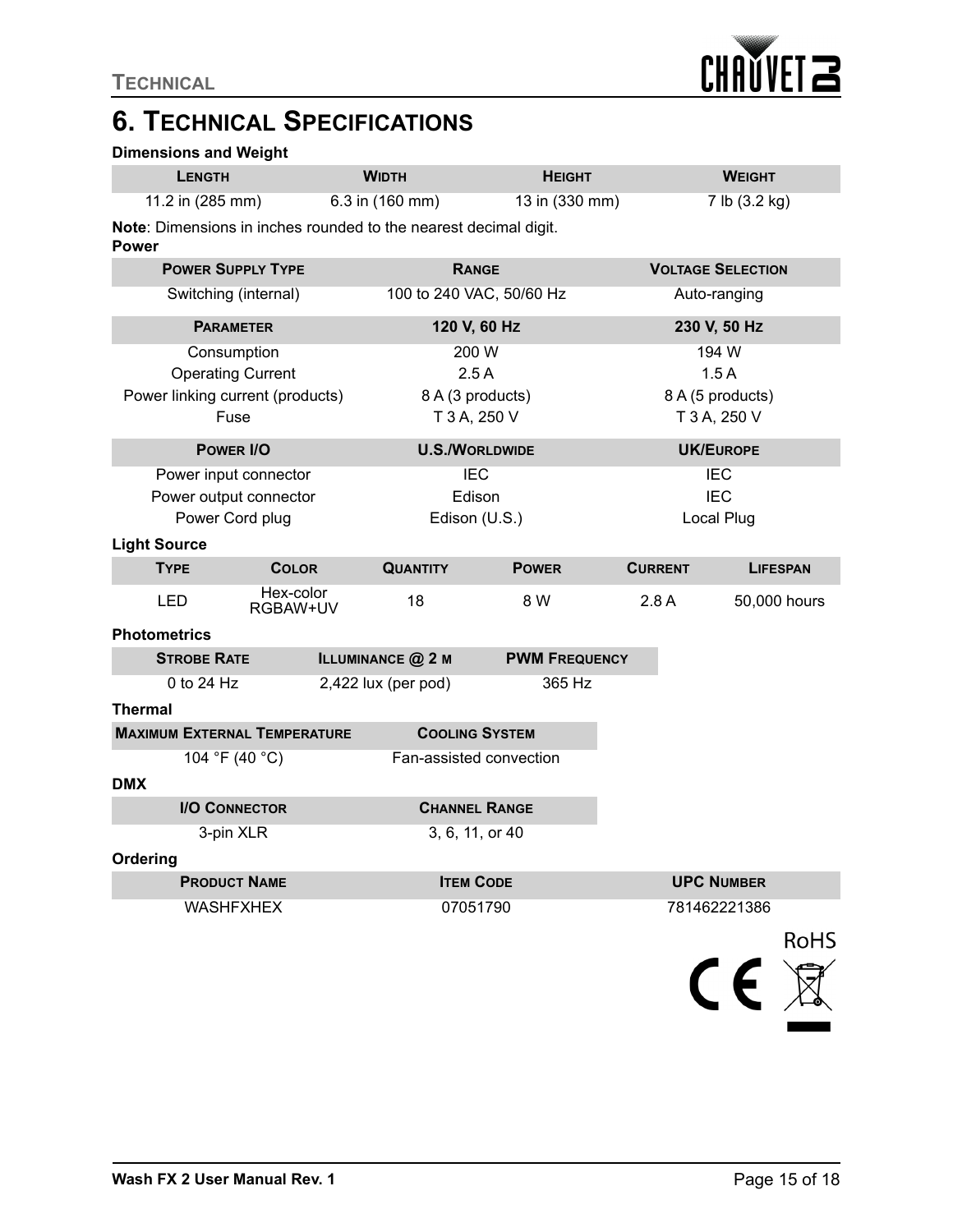# 6. Technical Specifications

**Dimensions and Weight**

| Length | Width | Height | Weight |
|---|---|---|---|
| 11.2 in (285 mm) | 6.3 in (160 mm) | 13 in (330 mm) | 7 lb (3.2 kg) |

**Note**: Dimensions in inches rounded to the nearest decimal digit.

**Power**

| Power Supply Type | Range | Voltage Selection |
|---|---|---|
| Switching (internal) | 100 to 240 VAC, 50/60 Hz | Auto-ranging |

| Parameter | 120 V, 60 Hz | 230 V, 50 Hz |
|---|---|---|
| Consumption | 200 W | 194 W |
| Operating Current | 2.5 A | 1.5 A |
| Power linking current (products) | 8 A (3 products) | 8 A (5 products) |
| Fuse | T 3 A, 250 V | T 3 A, 250 V |

| Power I/O | U.S./Worldwide | UK/Europe |
|---|---|---|
| Power input connector | IEC | IEC |
| Power output connector | Edison | IEC |
| Power Cord plug | Edison (U.S.) | Local Plug |

**Light Source**

| Type | Color | Quantity | Power | Current | Lifespan |
|---|---|---|---|---|---|
| LED | Hex-color RGBAW+UV | 18 | 8 W | 2.8 A | 50,000 hours |

**Photometrics**

| Strobe Rate | Illuminance @ 2 m | PWM Frequency |
|---|---|---|
| 0 to 24 Hz | 2,422 lux (per pod) | 365 Hz |

**Thermal**

| Maximum External Temperature | Cooling System |
|---|---|
| 104 °F (40 °C) | Fan-assisted convection |

**DMX**

| I/O Connector | Channel Range |
|---|---|
| 3-pin XLR | 3, 6, 11, or 40 |

**Ordering**

| Product Name | Item Code | UPC Number |
|---|---|---|
| WASHFXHEX | 07051790 | 781462221386 |

RoHS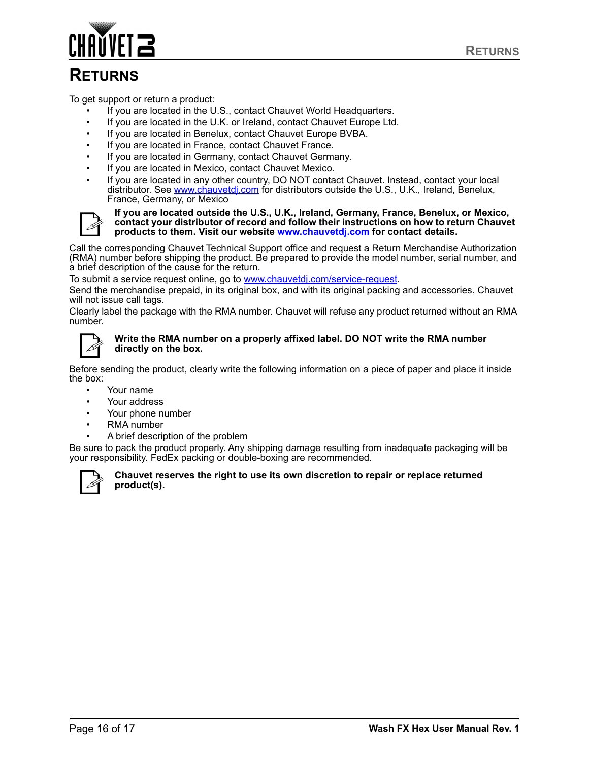# RETURNS

To get support or return a product:

- If you are located in the U.S., contact Chauvet World Headquarters.
- If you are located in the U.K. or Ireland, contact Chauvet Europe Ltd.
- If you are located in Benelux, contact Chauvet Europe BVBA.
- If you are located in France, contact Chauvet France.
- If you are located in Germany, contact Chauvet Germany.
- If you are located in Mexico, contact Chauvet Mexico.
- If you are located in any other country, DO NOT contact Chauvet. Instead, contact your local distributor. See www.chauvetdj.com for distributors outside the U.S., U.K., Ireland, Benelux, France, Germany, or Mexico

**If you are located outside the U.S., U.K., Ireland, Germany, France, Benelux, or Mexico, contact your distributor of record and follow their instructions on how to return Chauvet products to them. Visit our website www.chauvetdj.com for contact details.**

Call the corresponding Chauvet Technical Support office and request a Return Merchandise Authorization (RMA) number before shipping the product. Be prepared to provide the model number, serial number, and a brief description of the cause for the return.

To submit a service request online, go to www.chauvetdj.com/service-request.

Send the merchandise prepaid, in its original box, and with its original packing and accessories. Chauvet will not issue call tags.

Clearly label the package with the RMA number. Chauvet will refuse any product returned without an RMA number.

**Write the RMA number on a properly affixed label. DO NOT write the RMA number directly on the box.**

Before sending the product, clearly write the following information on a piece of paper and place it inside the box:

- Your name
- Your address
- Your phone number
- RMA number
- A brief description of the problem

Be sure to pack the product properly. Any shipping damage resulting from inadequate packaging will be your responsibility. FedEx packing or double-boxing are recommended.

**Chauvet reserves the right to use its own discretion to repair or replace returned product(s).**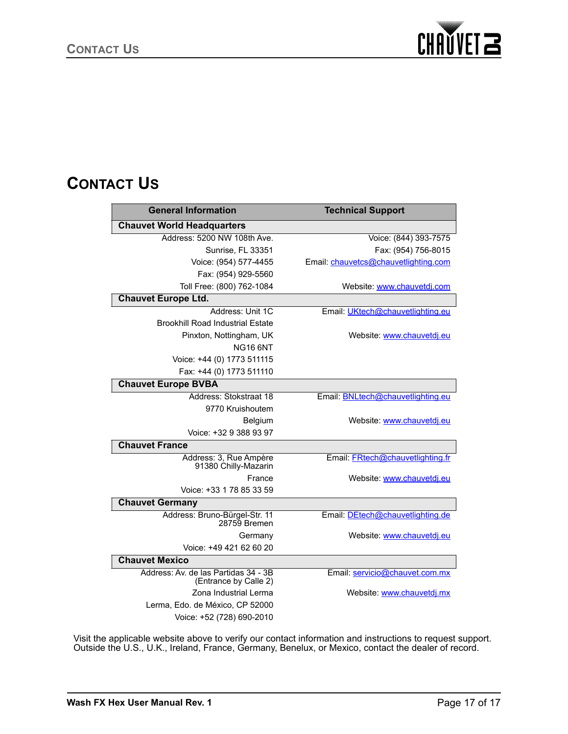# Contact Us

| General Information | Technical Support |
|---|---|
| **Chauvet World Headquarters** | |
| Address: 5200 NW 108th Ave. | Voice: (844) 393-7575 |
| Sunrise, FL 33351 | Fax: (954) 756-8015 |
| Voice: (954) 577-4455 | Email: chauvetcs@chauvetlighting.com |
| Fax: (954) 929-5560 | |
| Toll Free: (800) 762-1084 | Website: www.chauvetdj.com |
| **Chauvet Europe Ltd.** | |
| Address: Unit 1C | Email: UKtech@chauvetlighting.eu |
| Brookhill Road Industrial Estate | |
| Pinxton, Nottingham, UK | Website: www.chauvetdj.eu |
| NG16 6NT | |
| Voice: +44 (0) 1773 511115 | |
| Fax: +44 (0) 1773 511110 | |
| **Chauvet Europe BVBA** | |
| Address: Stokstraat 18 | Email: BNLtech@chauvetlighting.eu |
| 9770 Kruishoutem | |
| Belgium | Website: www.chauvetdj.eu |
| Voice: +32 9 388 93 97 | |
| **Chauvet France** | |
| Address: 3, Rue Ampère 91380 Chilly-Mazarin | Email: FRtech@chauvetlighting.fr |
| France | Website: www.chauvetdj.eu |
| Voice: +33 1 78 85 33 59 | |
| **Chauvet Germany** | |
| Address: Bruno-Bürgel-Str. 11 28759 Bremen | Email: DEtech@chauvetlighting.de |
| Germany | Website: www.chauvetdj.eu |
| Voice: +49 421 62 60 20 | |
| **Chauvet Mexico** | |
| Address: Av. de las Partidas 34 - 3B (Entrance by Calle 2) | Email: servicio@chauvet.com.mx |
| Zona Industrial Lerma | Website: www.chauvetdj.mx |
| Lerma, Edo. de México, CP 52000 | |
| Voice: +52 (728) 690-2010 | |

Visit the applicable website above to verify our contact information and instructions to request support. Outside the U.S., U.K., Ireland, France, Germany, Benelux, or Mexico, contact the dealer of record.